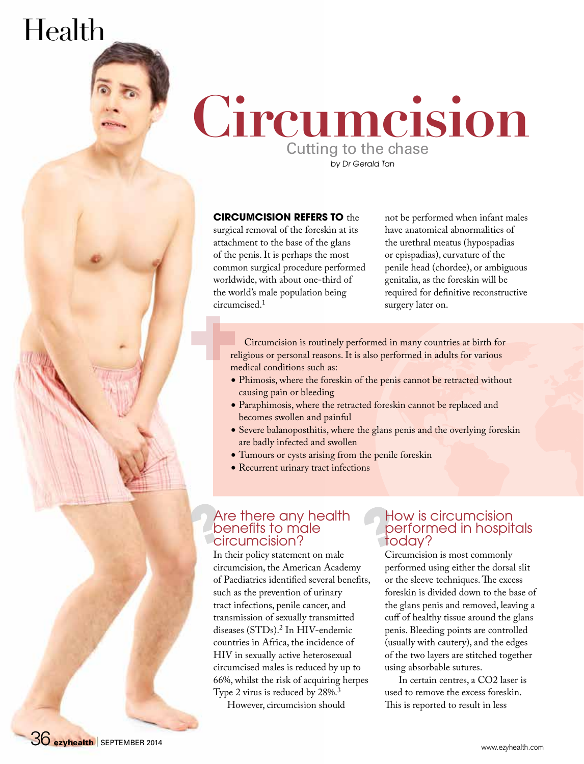# Circumcision

## Cutting to the chase

*by Dr Gerald Tan*

**CIRCUMCISION REFERS TO** the surgical removal of the foreskin at its attachment to the base of the glans of the penis. It is perhaps the most common surgical procedure performed worldwide, with about one-third of the world's male population being circumcised.[1]

Circumcision is routinely performed in many countries at birth for religious or personal reasons. It is also performed in adults for various medical conditions such as:

- Phimosis, where the foreskin of the penis cannot be retracted without causing pain or bleeding
- Paraphimosis, where the retracted foreskin cannot be replaced and becomes swollen and painful
- Severe balanoposthitis, where the glans penis and the overlying foreskin are badly infected and swollen
- Tumours or cysts arising from the penile foreskin
- Recurrent urinary tract infections

### Are there any health benefits to male circumcision?

In their policy statement on male circumcision, the American Academy of Paediatrics identified several benefits, such as the prevention of urinary tract infections, penile cancer, and transmission of sexually transmitted diseases (STDs).[2] In HIV-endemic countries in Africa, the incidence of HIV in sexually active heterosexual circumcised males is reduced by up to 66%, whilst the risk of acquiring herpes Type 2 virus is reduced by 28%.[3]

However, circumcision should not be performed when infant males have anatomical abnormalities of the urethral meatus (hypospadias or epispadias), curvature of the penile head (chordee), or ambiguous genitalia, as the foreskin will be required for definitive reconstructive surgery later on.

### How is circumcision performed in hospitals today?

Circumcision is most commonly performed using either the dorsal slit or the sleeve techniques. The excess foreskin is divided down to the base of the glans penis and removed, leaving a cuff of healthy tissue around the glans penis. Bleeding points are controlled (usually with cautery), and the edges of the two layers are stitched together using absorbable sutures.

In certain centres, a $CO_2$ laser is used to remove the excess foreskin. This is reported to result in less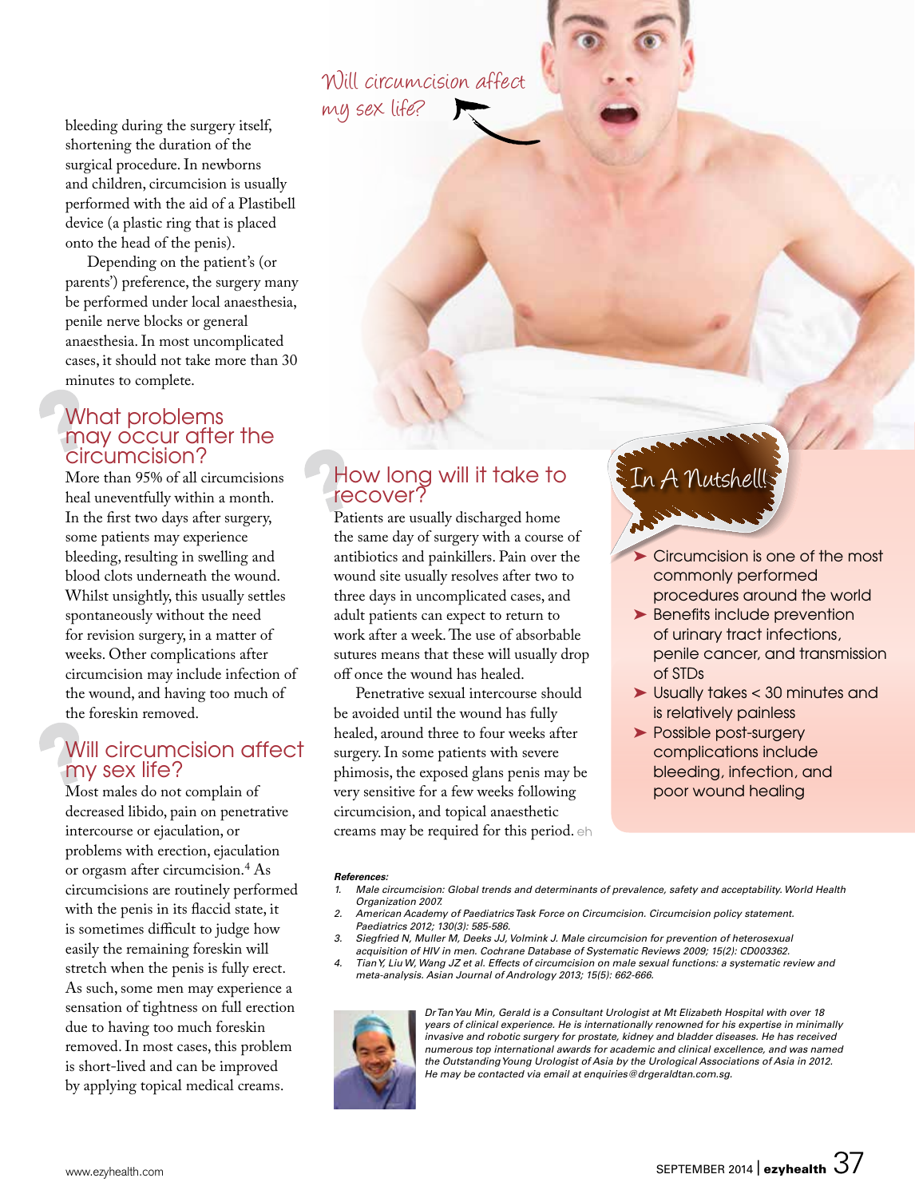bleeding during the surgery itself, shortening the duration of the surgical procedure. In newborns and children, circumcision is usually performed with the aid of a Plastibell device (a plastic ring that is placed onto the head of the penis).

Depending on the patient's (or parents') preference, the surgery many be performed under local anaesthesia, penile nerve blocks or general anaesthesia. In most uncomplicated cases, it should not take more than 30 minutes to complete.

## What problems may occur after the circumcision?

More than 95% of all circumcisions heal uneventfully within a month. In the first two days after surgery, some patients may experience bleeding, resulting in swelling and blood clots underneath the wound. Whilst unsightly, this usually settles spontaneously without the need for revision surgery, in a matter of weeks. Other complications after circumcision may include infection of the wound, and having too much of the foreskin removed.

## Will circumcision affect my sex life?

Most males do not complain of decreased libido, pain on penetrative intercourse or ejaculation, or problems with erection, ejaculation or orgasm after circumcision.[4] As circumcisions are routinely performed with the penis in its flaccid state, it is sometimes difficult to judge how easily the remaining foreskin will stretch when the penis is fully erect. As such, some men may experience a sensation of tightness on full erection due to having too much foreskin removed. In most cases, this problem is short-lived and can be improved by applying topical medical creams.

## How long will it take to recover?

Patients are usually discharged home the same day of surgery with a course of antibiotics and painkillers. Pain over the wound site usually resolves after two to three days in uncomplicated cases, and adult patients can expect to return to work after a week. The use of absorbable sutures means that these will usually drop off once the wound has healed.

Penetrative sexual intercourse should be avoided until the wound has fully healed, around three to four weeks after surgery. In some patients with severe phimosis, the exposed glans penis may be very sensitive for a few weeks following circumcision, and topical anaesthetic creams may be required for this period. eh

Will circumcision affect my sex life?

## In A Nutshell!

- Circumcision is one of the most commonly performed procedures around the world
- Benefits include prevention of urinary tract infections, penile cancer, and transmission of STDs
- Usually takes < 30 minutes and is relatively painless
- Possible post-surgery complications include bleeding, infection, and poor wound healing

***References:***

1. *Male circumcision: Global trends and determinants of prevalence, safety and acceptability. World Health Organization 2007.*
2. *American Academy of Paediatrics Task Force on Circumcision. Circumcision policy statement. Paediatrics 2012; 130(3): 585-586.*
3. *Siegfried N, Muller M, Deeks JJ, Volmink J. Male circumcision for prevention of heterosexual acquisition of HIV in men. Cochrane Database of Systematic Reviews 2009; 15(2): CD003362.*
4. *Tian Y, Liu W, Wang JZ et al. Effects of circumcision on male sexual functions: a systematic review and meta-analysis. Asian Journal of Andrology 2013; 15(5): 662-666.*

*Dr Tan Yau Min, Gerald is a Consultant Urologist at Mt Elizabeth Hospital with over 18 years of clinical experience. He is internationally renowned for his expertise in minimally invasive and robotic surgery for prostate, kidney and bladder diseases. He has received numerous top international awards for academic and clinical excellence, and was named the Outstanding Young Urologist of Asia by the Urological Associations of Asia in 2012. He may be contacted via email at enquiries@drgeraldtan.com.sg.*